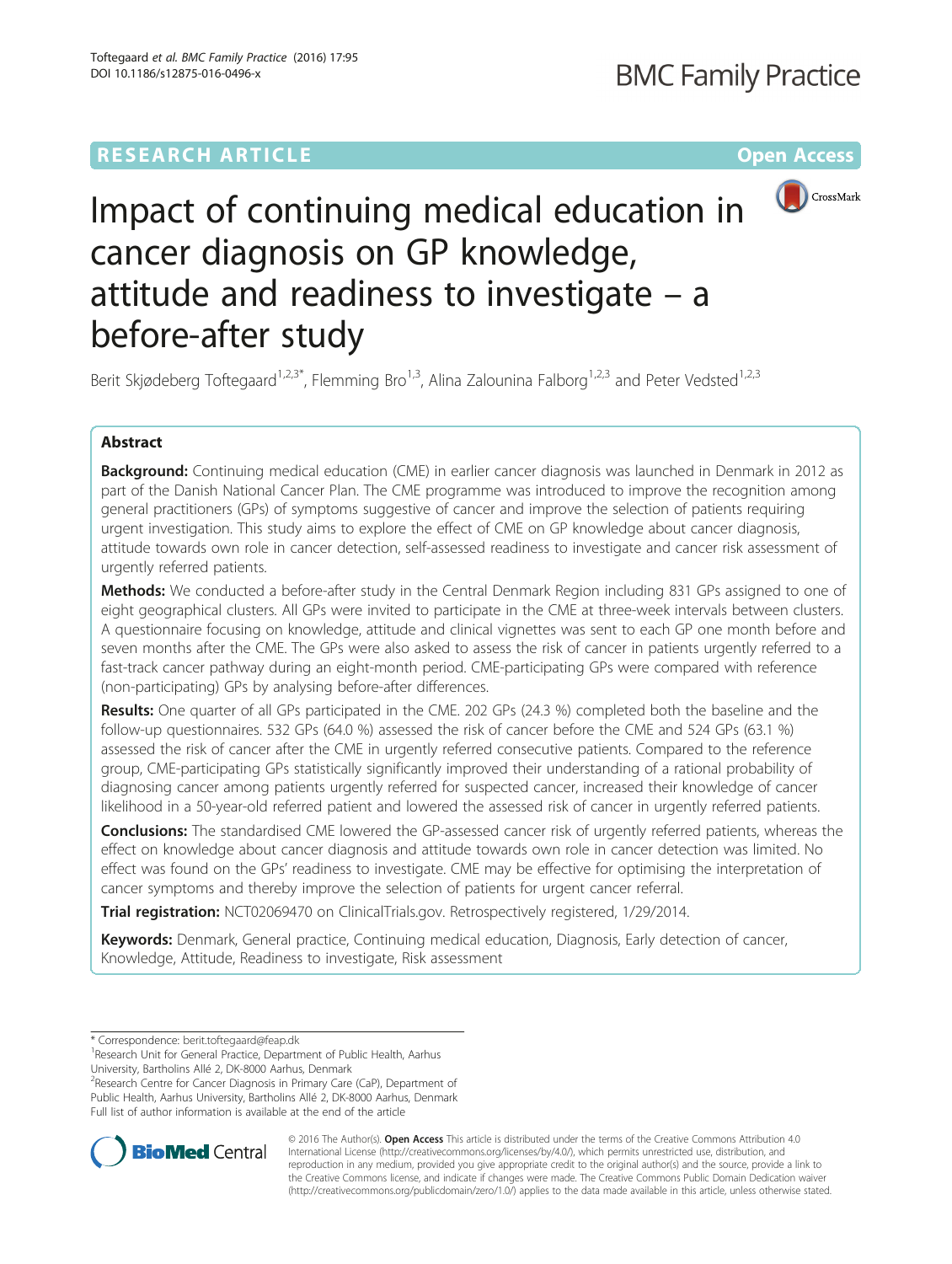# RESEARCH ARTICLE

Open Access

# Impact of continuing medical education in cancer diagnosis on GP knowledge, attitude and readiness to investigate – a before-after study

Berit Skjødeberg Toftegaard[1,2,3*], Flemming Bro[1,3], Alina Zalounina Falborg[1,2,3] and Peter Vedsted[1,2,3]

## Abstract

**Background:** Continuing medical education (CME) in earlier cancer diagnosis was launched in Denmark in 2012 as part of the Danish National Cancer Plan. The CME programme was introduced to improve the recognition among general practitioners (GPs) of symptoms suggestive of cancer and improve the selection of patients requiring urgent investigation. This study aims to explore the effect of CME on GP knowledge about cancer diagnosis, attitude towards own role in cancer detection, self-assessed readiness to investigate and cancer risk assessment of urgently referred patients.

**Methods:** We conducted a before-after study in the Central Denmark Region including 831 GPs assigned to one of eight geographical clusters. All GPs were invited to participate in the CME at three-week intervals between clusters. A questionnaire focusing on knowledge, attitude and clinical vignettes was sent to each GP one month before and seven months after the CME. The GPs were also asked to assess the risk of cancer in patients urgently referred to a fast-track cancer pathway during an eight-month period. CME-participating GPs were compared with reference (non-participating) GPs by analysing before-after differences.

**Results:** One quarter of all GPs participated in the CME. 202 GPs (24.3 %) completed both the baseline and the follow-up questionnaires. 532 GPs (64.0 %) assessed the risk of cancer before the CME and 524 GPs (63.1 %) assessed the risk of cancer after the CME in urgently referred consecutive patients. Compared to the reference group, CME-participating GPs statistically significantly improved their understanding of a rational probability of diagnosing cancer among patients urgently referred for suspected cancer, increased their knowledge of cancer likelihood in a 50-year-old referred patient and lowered the assessed risk of cancer in urgently referred patients.

**Conclusions:** The standardised CME lowered the GP-assessed cancer risk of urgently referred patients, whereas the effect on knowledge about cancer diagnosis and attitude towards own role in cancer detection was limited. No effect was found on the GPs' readiness to investigate. CME may be effective for optimising the interpretation of cancer symptoms and thereby improve the selection of patients for urgent cancer referral.

**Trial registration:** NCT02069470 on ClinicalTrials.gov. Retrospectively registered, 1/29/2014.

**Keywords:** Denmark, General practice, Continuing medical education, Diagnosis, Early detection of cancer, Knowledge, Attitude, Readiness to investigate, Risk assessment

---

\* Correspondence: berit.toftegaard@feap.dk

[1]Research Unit for General Practice, Department of Public Health, Aarhus University, Bartholins Allé 2, DK-8000 Aarhus, Denmark

[2]Research Centre for Cancer Diagnosis in Primary Care (CaP), Department of Public Health, Aarhus University, Bartholins Allé 2, DK-8000 Aarhus, Denmark

Full list of author information is available at the end of the article

© 2016 The Author(s). **Open Access** This article is distributed under the terms of the Creative Commons Attribution 4.0 International License (http://creativecommons.org/licenses/by/4.0/), which permits unrestricted use, distribution, and reproduction in any medium, provided you give appropriate credit to the original author(s) and the source, provide a link to the Creative Commons license, and indicate if changes were made. The Creative Commons Public Domain Dedication waiver (http://creativecommons.org/publicdomain/zero/1.0/) applies to the data made available in this article, unless otherwise stated.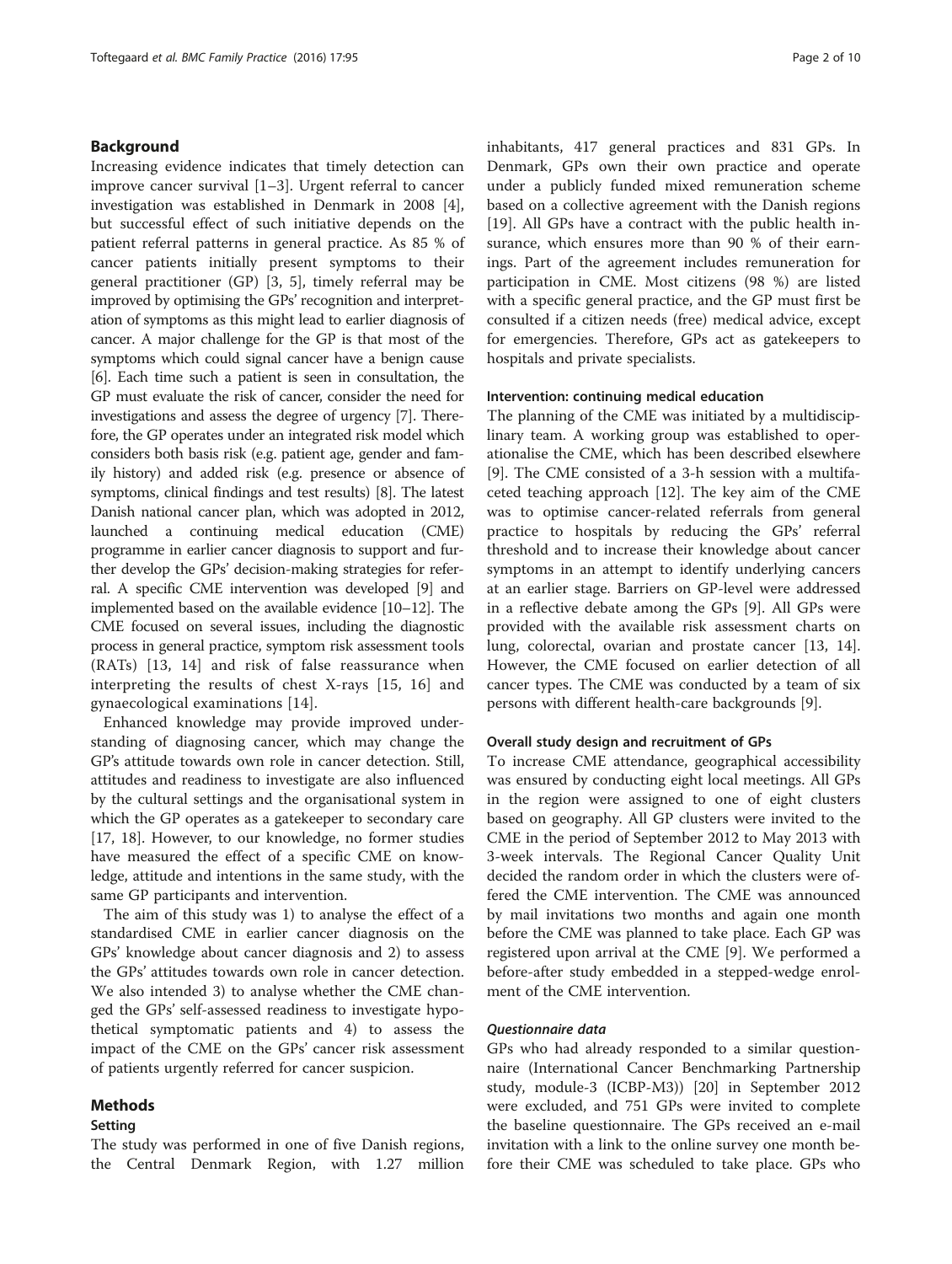## Background

Increasing evidence indicates that timely detection can improve cancer survival [1–3]. Urgent referral to cancer investigation was established in Denmark in 2008 [4], but successful effect of such initiative depends on the patient referral patterns in general practice. As 85 % of cancer patients initially present symptoms to their general practitioner (GP) [3, 5], timely referral may be improved by optimising the GPs' recognition and interpretation of symptoms as this might lead to earlier diagnosis of cancer. A major challenge for the GP is that most of the symptoms which could signal cancer have a benign cause [6]. Each time such a patient is seen in consultation, the GP must evaluate the risk of cancer, consider the need for investigations and assess the degree of urgency [7]. Therefore, the GP operates under an integrated risk model which considers both basis risk (e.g. patient age, gender and family history) and added risk (e.g. presence or absence of symptoms, clinical findings and test results) [8]. The latest Danish national cancer plan, which was adopted in 2012, launched a continuing medical education (CME) programme in earlier cancer diagnosis to support and further develop the GPs' decision-making strategies for referral. A specific CME intervention was developed [9] and implemented based on the available evidence [10–12]. The CME focused on several issues, including the diagnostic process in general practice, symptom risk assessment tools (RATs) [13, 14] and risk of false reassurance when interpreting the results of chest X-rays [15, 16] and gynaecological examinations [14].

Enhanced knowledge may provide improved understanding of diagnosing cancer, which may change the GP's attitude towards own role in cancer detection. Still, attitudes and readiness to investigate are also influenced by the cultural settings and the organisational system in which the GP operates as a gatekeeper to secondary care [17, 18]. However, to our knowledge, no former studies have measured the effect of a specific CME on knowledge, attitude and intentions in the same study, with the same GP participants and intervention.

The aim of this study was 1) to analyse the effect of a standardised CME in earlier cancer diagnosis on the GPs' knowledge about cancer diagnosis and 2) to assess the GPs' attitudes towards own role in cancer detection. We also intended 3) to analyse whether the CME changed the GPs' self-assessed readiness to investigate hypothetical symptomatic patients and 4) to assess the impact of the CME on the GPs' cancer risk assessment of patients urgently referred for cancer suspicion.

## Methods

### Setting

The study was performed in one of five Danish regions, the Central Denmark Region, with 1.27 million inhabitants, 417 general practices and 831 GPs. In Denmark, GPs own their own practice and operate under a publicly funded mixed remuneration scheme based on a collective agreement with the Danish regions [19]. All GPs have a contract with the public health insurance, which ensures more than 90 % of their earnings. Part of the agreement includes remuneration for participation in CME. Most citizens (98 %) are listed with a specific general practice, and the GP must first be consulted if a citizen needs (free) medical advice, except for emergencies. Therefore, GPs act as gatekeepers to hospitals and private specialists.

### Intervention: continuing medical education

The planning of the CME was initiated by a multidisciplinary team. A working group was established to operationalise the CME, which has been described elsewhere [9]. The CME consisted of a 3-h session with a multifaceted teaching approach [12]. The key aim of the CME was to optimise cancer-related referrals from general practice to hospitals by reducing the GPs' referral threshold and to increase their knowledge about cancer symptoms in an attempt to identify underlying cancers at an earlier stage. Barriers on GP-level were addressed in a reflective debate among the GPs [9]. All GPs were provided with the available risk assessment charts on lung, colorectal, ovarian and prostate cancer [13, 14]. However, the CME focused on earlier detection of all cancer types. The CME was conducted by a team of six persons with different health-care backgrounds [9].

### Overall study design and recruitment of GPs

To increase CME attendance, geographical accessibility was ensured by conducting eight local meetings. All GPs in the region were assigned to one of eight clusters based on geography. All GP clusters were invited to the CME in the period of September 2012 to May 2013 with 3-week intervals. The Regional Cancer Quality Unit decided the random order in which the clusters were offered the CME intervention. The CME was announced by mail invitations two months and again one month before the CME was planned to take place. Each GP was registered upon arrival at the CME [9]. We performed a before-after study embedded in a stepped-wedge enrolment of the CME intervention.

#### *Questionnaire data*

GPs who had already responded to a similar questionnaire (International Cancer Benchmarking Partnership study, module-3 (ICBP-M3)) [20] in September 2012 were excluded, and 751 GPs were invited to complete the baseline questionnaire. The GPs received an e-mail invitation with a link to the online survey one month before their CME was scheduled to take place. GPs who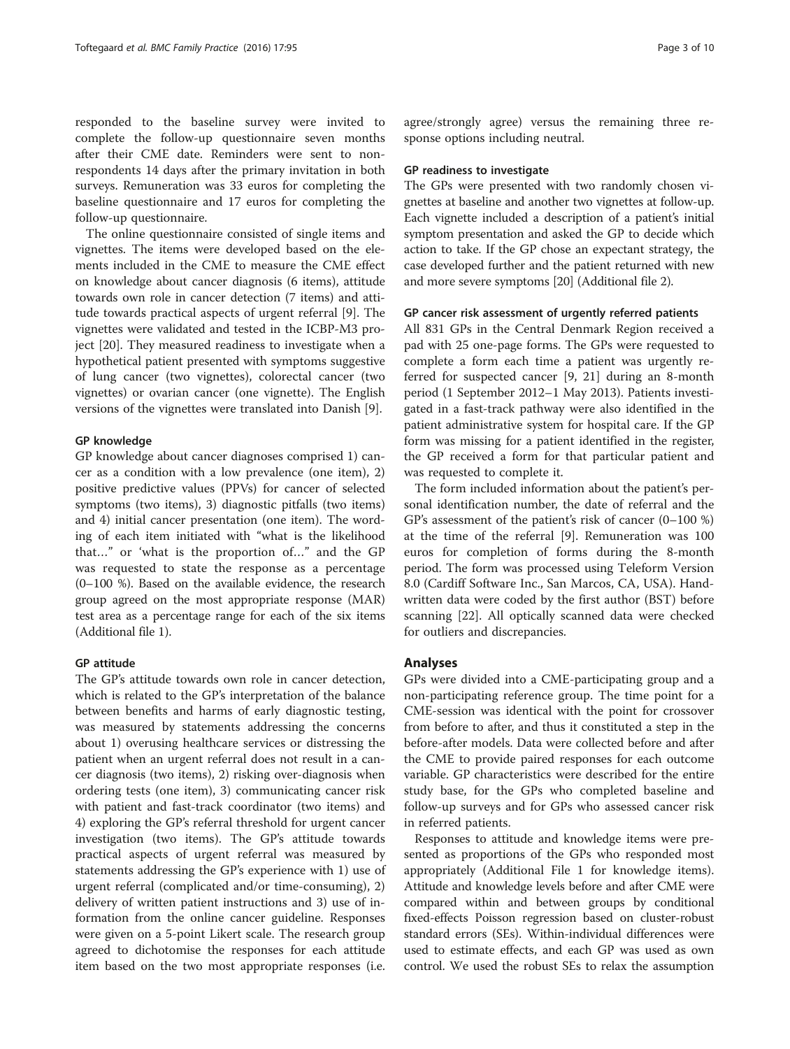responded to the baseline survey were invited to complete the follow-up questionnaire seven months after their CME date. Reminders were sent to non-respondents 14 days after the primary invitation in both surveys. Remuneration was 33 euros for completing the baseline questionnaire and 17 euros for completing the follow-up questionnaire.

The online questionnaire consisted of single items and vignettes. The items were developed based on the elements included in the CME to measure the CME effect on knowledge about cancer diagnosis (6 items), attitude towards own role in cancer detection (7 items) and attitude towards practical aspects of urgent referral [9]. The vignettes were validated and tested in the ICBP-M3 project [20]. They measured readiness to investigate when a hypothetical patient presented with symptoms suggestive of lung cancer (two vignettes), colorectal cancer (two vignettes) or ovarian cancer (one vignette). The English versions of the vignettes were translated into Danish [9].

#### GP knowledge

GP knowledge about cancer diagnoses comprised 1) cancer as a condition with a low prevalence (one item), 2) positive predictive values (PPVs) for cancer of selected symptoms (two items), 3) diagnostic pitfalls (two items) and 4) initial cancer presentation (one item). The wording of each item initiated with "what is the likelihood that…" or 'what is the proportion of…" and the GP was requested to state the response as a percentage (0–100 %). Based on the available evidence, the research group agreed on the most appropriate response (MAR) test area as a percentage range for each of the six items (Additional file 1).

#### GP attitude

The GP's attitude towards own role in cancer detection, which is related to the GP's interpretation of the balance between benefits and harms of early diagnostic testing, was measured by statements addressing the concerns about 1) overusing healthcare services or distressing the patient when an urgent referral does not result in a cancer diagnosis (two items), 2) risking over-diagnosis when ordering tests (one item), 3) communicating cancer risk with patient and fast-track coordinator (two items) and 4) exploring the GP's referral threshold for urgent cancer investigation (two items). The GP's attitude towards practical aspects of urgent referral was measured by statements addressing the GP's experience with 1) use of urgent referral (complicated and/or time-consuming), 2) delivery of written patient instructions and 3) use of information from the online cancer guideline. Responses were given on a 5-point Likert scale. The research group agreed to dichotomise the responses for each attitude item based on the two most appropriate responses (i.e. agree/strongly agree) versus the remaining three response options including neutral.

#### GP readiness to investigate

The GPs were presented with two randomly chosen vignettes at baseline and another two vignettes at follow-up. Each vignette included a description of a patient's initial symptom presentation and asked the GP to decide which action to take. If the GP chose an expectant strategy, the case developed further and the patient returned with new and more severe symptoms [20] (Additional file 2).

#### GP cancer risk assessment of urgently referred patients

All 831 GPs in the Central Denmark Region received a pad with 25 one-page forms. The GPs were requested to complete a form each time a patient was urgently referred for suspected cancer [9, 21] during an 8-month period (1 September 2012–1 May 2013). Patients investigated in a fast-track pathway were also identified in the patient administrative system for hospital care. If the GP form was missing for a patient identified in the register, the GP received a form for that particular patient and was requested to complete it.

The form included information about the patient's personal identification number, the date of referral and the GP's assessment of the patient's risk of cancer (0–100 %) at the time of the referral [9]. Remuneration was 100 euros for completion of forms during the 8-month period. The form was processed using Teleform Version 8.0 (Cardiff Software Inc., San Marcos, CA, USA). Handwritten data were coded by the first author (BST) before scanning [22]. All optically scanned data were checked for outliers and discrepancies.

### Analyses

GPs were divided into a CME-participating group and a non-participating reference group. The time point for a CME-session was identical with the point for crossover from before to after, and thus it constituted a step in the before-after models. Data were collected before and after the CME to provide paired responses for each outcome variable. GP characteristics were described for the entire study base, for the GPs who completed baseline and follow-up surveys and for GPs who assessed cancer risk in referred patients.

Responses to attitude and knowledge items were presented as proportions of the GPs who responded most appropriately (Additional File 1 for knowledge items). Attitude and knowledge levels before and after CME were compared within and between groups by conditional fixed-effects Poisson regression based on cluster-robust standard errors (SEs). Within-individual differences were used to estimate effects, and each GP was used as own control. We used the robust SEs to relax the assumption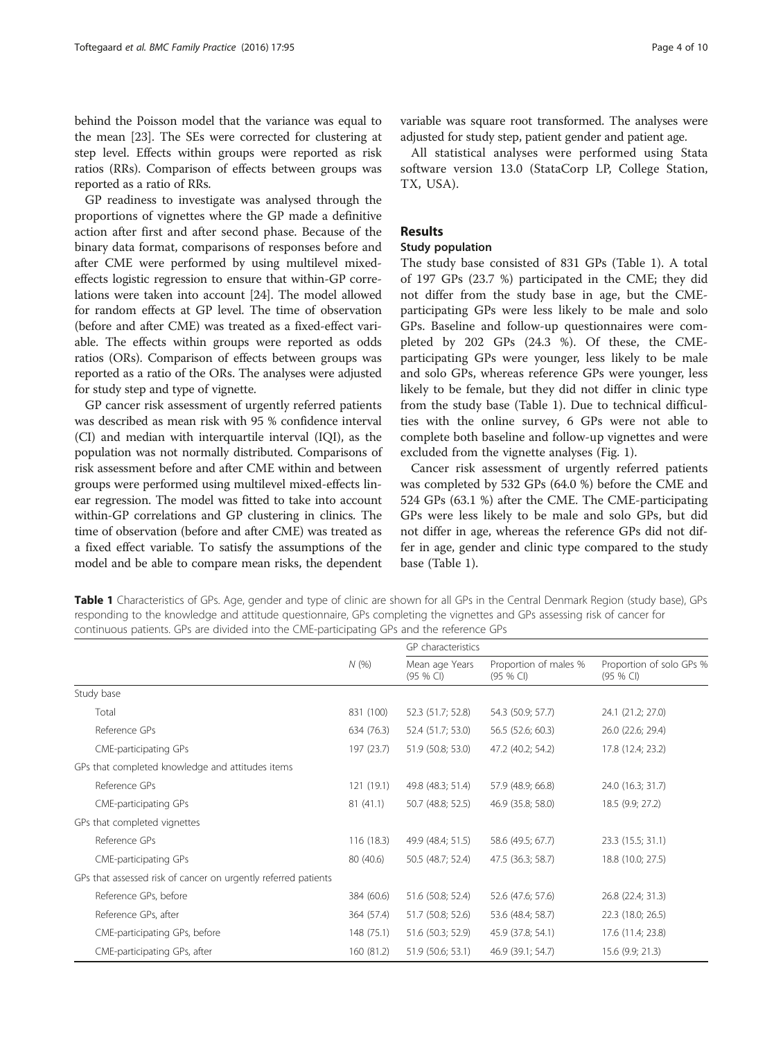behind the Poisson model that the variance was equal to the mean [23]. The SEs were corrected for clustering at step level. Effects within groups were reported as risk ratios (RRs). Comparison of effects between groups was reported as a ratio of RRs.

GP readiness to investigate was analysed through the proportions of vignettes where the GP made a definitive action after first and after second phase. Because of the binary data format, comparisons of responses before and after CME were performed by using multilevel mixed-effects logistic regression to ensure that within-GP correlations were taken into account [24]. The model allowed for random effects at GP level. The time of observation (before and after CME) was treated as a fixed-effect variable. The effects within groups were reported as odds ratios (ORs). Comparison of effects between groups was reported as a ratio of the ORs. The analyses were adjusted for study step and type of vignette.

GP cancer risk assessment of urgently referred patients was described as mean risk with 95 % confidence interval (CI) and median with interquartile interval (IQI), as the population was not normally distributed. Comparisons of risk assessment before and after CME within and between groups were performed using multilevel mixed-effects linear regression. The model was fitted to take into account within-GP correlations and GP clustering in clinics. The time of observation (before and after CME) was treated as a fixed effect variable. To satisfy the assumptions of the model and be able to compare mean risks, the dependent variable was square root transformed. The analyses were adjusted for study step, patient gender and patient age.

All statistical analyses were performed using Stata software version 13.0 (StataCorp LP, College Station, TX, USA).

## Results

### Study population

The study base consisted of 831 GPs (Table 1). A total of 197 GPs (23.7 %) participated in the CME; they did not differ from the study base in age, but the CME-participating GPs were less likely to be male and solo GPs. Baseline and follow-up questionnaires were completed by 202 GPs (24.3 %). Of these, the CME-participating GPs were younger, less likely to be male and solo GPs, whereas reference GPs were younger, less likely to be female, but they did not differ in clinic type from the study base (Table 1). Due to technical difficulties with the online survey, 6 GPs were not able to complete both baseline and follow-up vignettes and were excluded from the vignette analyses (Fig. 1).

Cancer risk assessment of urgently referred patients was completed by 532 GPs (64.0 %) before the CME and 524 GPs (63.1 %) after the CME. The CME-participating GPs were less likely to be male and solo GPs, but did not differ in age, whereas the reference GPs did not differ in age, gender and clinic type compared to the study base (Table 1).

**Table 1** Characteristics of GPs. Age, gender and type of clinic are shown for all GPs in the Central Denmark Region (study base), GPs responding to the knowledge and attitude questionnaire, GPs completing the vignettes and GPs assessing risk of cancer for continuous patients. GPs are divided into the CME-participating GPs and the reference GPs

| | N (%) | GP characteristics | | |
|---|---|---|---|---|
| | | Mean age Years (95 % CI) | Proportion of males % (95 % CI) | Proportion of solo GPs % (95 % CI) |
| Study base | | | | |
| Total | 831 (100) | 52.3 (51.7; 52.8) | 54.3 (50.9; 57.7) | 24.1 (21.2; 27.0) |
| Reference GPs | 634 (76.3) | 52.4 (51.7; 53.0) | 56.5 (52.6; 60.3) | 26.0 (22.6; 29.4) |
| CME-participating GPs | 197 (23.7) | 51.9 (50.8; 53.0) | 47.2 (40.2; 54.2) | 17.8 (12.4; 23.2) |
| GPs that completed knowledge and attitudes items | | | | |
| Reference GPs | 121 (19.1) | 49.8 (48.3; 51.4) | 57.9 (48.9; 66.8) | 24.0 (16.3; 31.7) |
| CME-participating GPs | 81 (41.1) | 50.7 (48.8; 52.5) | 46.9 (35.8; 58.0) | 18.5 (9.9; 27.2) |
| GPs that completed vignettes | | | | |
| Reference GPs | 116 (18.3) | 49.9 (48.4; 51.5) | 58.6 (49.5; 67.7) | 23.3 (15.5; 31.1) |
| CME-participating GPs | 80 (40.6) | 50.5 (48.7; 52.4) | 47.5 (36.3; 58.7) | 18.8 (10.0; 27.5) |
| GPs that assessed risk of cancer on urgently referred patients | | | | |
| Reference GPs, before | 384 (60.6) | 51.6 (50.8; 52.4) | 52.6 (47.6; 57.6) | 26.8 (22.4; 31.3) |
| Reference GPs, after | 364 (57.4) | 51.7 (50.8; 52.6) | 53.6 (48.4; 58.7) | 22.3 (18.0; 26.5) |
| CME-participating GPs, before | 148 (75.1) | 51.6 (50.3; 52.9) | 45.9 (37.8; 54.1) | 17.6 (11.4; 23.8) |
| CME-participating GPs, after | 160 (81.2) | 51.9 (50.6; 53.1) | 46.9 (39.1; 54.7) | 15.6 (9.9; 21.3) |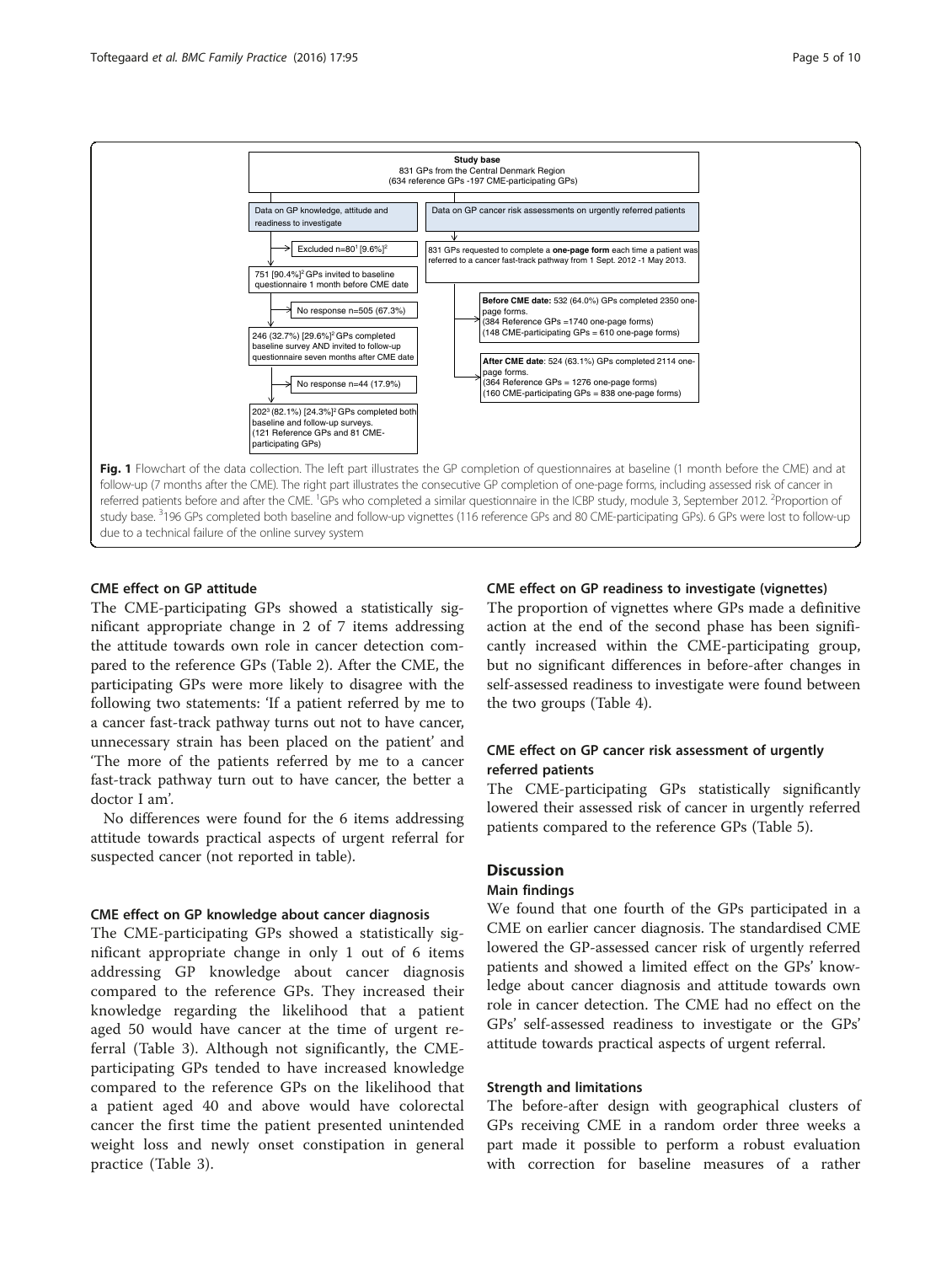**Study base**
831 GPs from the Central Denmark Region
(634 reference GPs -197 CME-participating GPs)

**Data on GP knowledge, attitude and readiness to investigate**

- Excluded n=80[1] [9.6%][2]
- 751 [90.4%][2] GPs invited to baseline questionnaire 1 month before CME date
- No response n=505 (67.3%)
- 246 (32.7%) [29.6%][2] GPs completed baseline survey AND invited to follow-up questionnaire seven months after CME date
- No response n=44 (17.9%)
- 202[3] (82.1%) [24.3%][2] GPs completed both baseline and follow-up surveys. (121 Reference GPs and 81 CME-participating GPs)

**Data on GP cancer risk assessments on urgently referred patients**

- 831 GPs requested to complete a **one-page form** each time a patient was referred to a cancer fast-track pathway from 1 Sept. 2012 -1 May 2013.
- **Before CME date:** 532 (64.0%) GPs completed 2350 one-page forms. (384 Reference GPs =1740 one-page forms) (148 CME-participating GPs = 610 one-page forms)
- **After CME date**: 524 (63.1%) GPs completed 2114 one-page forms. (364 Reference GPs = 1276 one-page forms) (160 CME-participating GPs = 838 one-page forms)

**Fig. 1** Flowchart of the data collection. The left part illustrates the GP completion of questionnaires at baseline (1 month before the CME) and at follow-up (7 months after the CME). The right part illustrates the consecutive GP completion of one-page forms, including assessed risk of cancer in referred patients before and after the CME. [1]GPs who completed a similar questionnaire in the ICBP study, module 3, September 2012. [2]Proportion of study base. [3]196 GPs completed both baseline and follow-up vignettes (116 reference GPs and 80 CME-participating GPs). 6 GPs were lost to follow-up due to a technical failure of the online survey system

### CME effect on GP attitude

The CME-participating GPs showed a statistically significant appropriate change in 2 of 7 items addressing the attitude towards own role in cancer detection compared to the reference GPs (Table 2). After the CME, the participating GPs were more likely to disagree with the following two statements: 'If a patient referred by me to a cancer fast-track pathway turns out not to have cancer, unnecessary strain has been placed on the patient' and 'The more of the patients referred by me to a cancer fast-track pathway turn out to have cancer, the better a doctor I am'.

No differences were found for the 6 items addressing attitude towards practical aspects of urgent referral for suspected cancer (not reported in table).

### CME effect on GP knowledge about cancer diagnosis

The CME-participating GPs showed a statistically significant appropriate change in only 1 out of 6 items addressing GP knowledge about cancer diagnosis compared to the reference GPs. They increased their knowledge regarding the likelihood that a patient aged 50 would have cancer at the time of urgent referral (Table 3). Although not significantly, the CME-participating GPs tended to have increased knowledge compared to the reference GPs on the likelihood that a patient aged 40 and above would have colorectal cancer the first time the patient presented unintended weight loss and newly onset constipation in general practice (Table 3).

### CME effect on GP readiness to investigate (vignettes)

The proportion of vignettes where GPs made a definitive action at the end of the second phase has been significantly increased within the CME-participating group, but no significant differences in before-after changes in self-assessed readiness to investigate were found between the two groups (Table 4).

### CME effect on GP cancer risk assessment of urgently referred patients

The CME-participating GPs statistically significantly lowered their assessed risk of cancer in urgently referred patients compared to the reference GPs (Table 5).

## Discussion

### Main findings

We found that one fourth of the GPs participated in a CME on earlier cancer diagnosis. The standardised CME lowered the GP-assessed cancer risk of urgently referred patients and showed a limited effect on the GPs' knowledge about cancer diagnosis and attitude towards own role in cancer detection. The CME had no effect on the GPs' self-assessed readiness to investigate or the GPs' attitude towards practical aspects of urgent referral.

### Strength and limitations

The before-after design with geographical clusters of GPs receiving CME in a random order three weeks a part made it possible to perform a robust evaluation with correction for baseline measures of a rather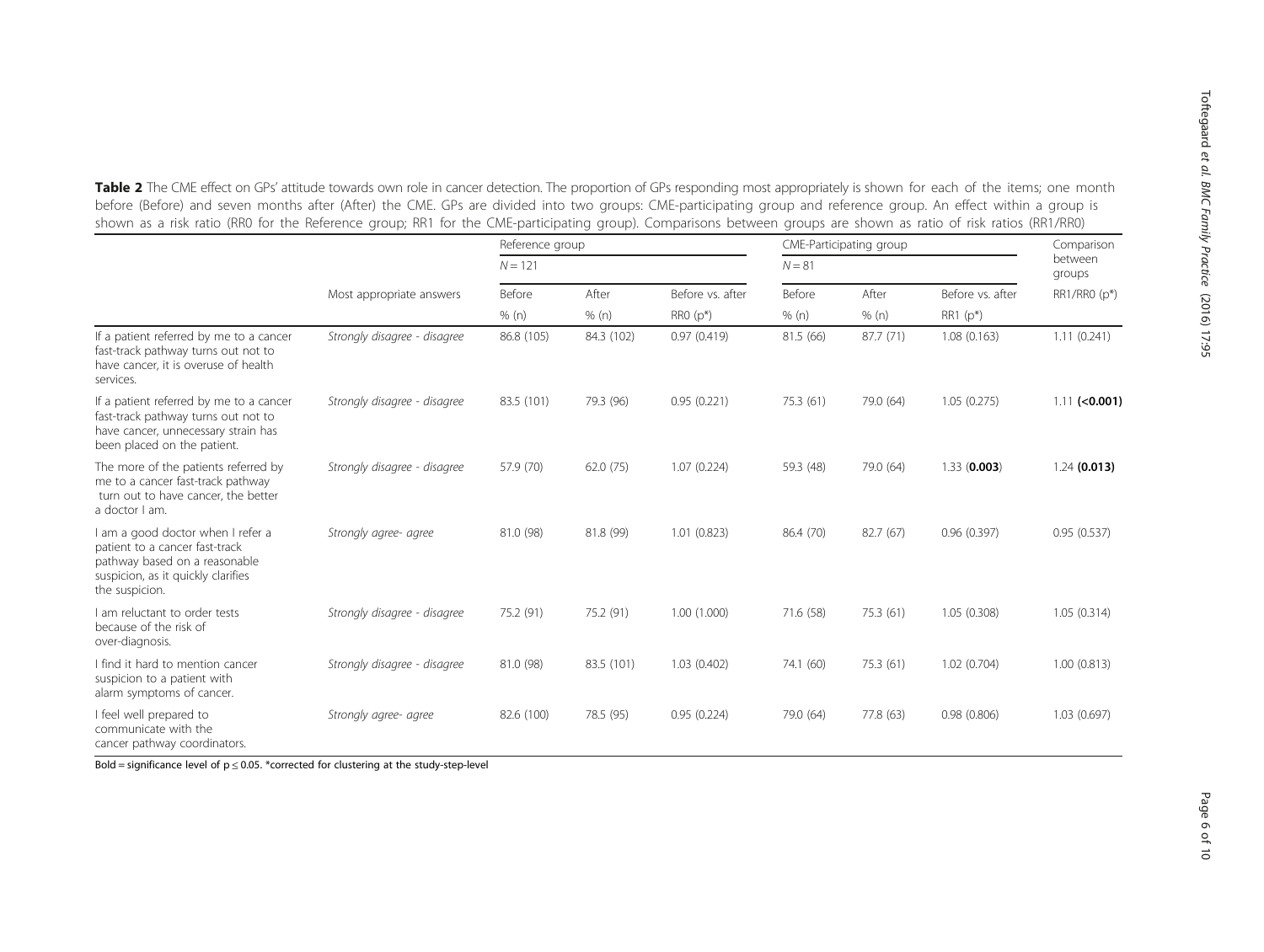**Table 2** The CME effect on GPs' attitude towards own role in cancer detection. The proportion of GPs responding most appropriately is shown for each of the items; one month before (Before) and seven months after (After) the CME. GPs are divided into two groups: CME-participating group and reference group. An effect within a group is shown as a risk ratio (RR0 for the Reference group; RR1 for the CME-participating group). Comparisons between groups are shown as ratio of risk ratios (RR1/RR0)

| | | Reference group | | | CME-Participating group | | | Comparison between groups |
|---|---|---|---|---|---|---|---|---|
| | | $N = 121$ | | | $N = 81$ | | | |
| | Most appropriate answers | Before | After | Before vs. after | Before | After | Before vs. after | RR1/RR0 (p*) |
| | | % (n) | % (n) | RR0 (p*) | % (n) | % (n) | RR1 (p*) | |
| If a patient referred by me to a cancer fast-track pathway turns out not to have cancer, it is overuse of health services. | *Strongly disagree - disagree* | 86.8 (105) | 84.3 (102) | 0.97 (0.419) | 81.5 (66) | 87.7 (71) | 1.08 (0.163) | 1.11 (0.241) |
| If a patient referred by me to a cancer fast-track pathway turns out not to have cancer, unnecessary strain has been placed on the patient. | *Strongly disagree - disagree* | 83.5 (101) | 79.3 (96) | 0.95 (0.221) | 75.3 (61) | 79.0 (64) | 1.05 (0.275) | 1.11 **(<0.001)** |
| The more of the patients referred by me to a cancer fast-track pathway turn out to have cancer, the better a doctor I am. | *Strongly disagree - disagree* | 57.9 (70) | 62.0 (75) | 1.07 (0.224) | 59.3 (48) | 79.0 (64) | 1.33 (**0.003**) | 1.24 **(0.013)** |
| I am a good doctor when I refer a patient to a cancer fast-track pathway based on a reasonable suspicion, as it quickly clarifies the suspicion. | *Strongly agree- agree* | 81.0 (98) | 81.8 (99) | 1.01 (0.823) | 86.4 (70) | 82.7 (67) | 0.96 (0.397) | 0.95 (0.537) |
| I am reluctant to order tests because of the risk of over-diagnosis. | *Strongly disagree - disagree* | 75.2 (91) | 75.2 (91) | 1.00 (1.000) | 71.6 (58) | 75.3 (61) | 1.05 (0.308) | 1.05 (0.314) |
| I find it hard to mention cancer suspicion to a patient with alarm symptoms of cancer. | *Strongly disagree - disagree* | 81.0 (98) | 83.5 (101) | 1.03 (0.402) | 74.1 (60) | 75.3 (61) | 1.02 (0.704) | 1.00 (0.813) |
| I feel well prepared to communicate with the cancer pathway coordinators. | *Strongly agree- agree* | 82.6 (100) | 78.5 (95) | 0.95 (0.224) | 79.0 (64) | 77.8 (63) | 0.98 (0.806) | 1.03 (0.697) |

Bold = significance level of $p \leq 0.05$. *corrected for clustering at the study-step-level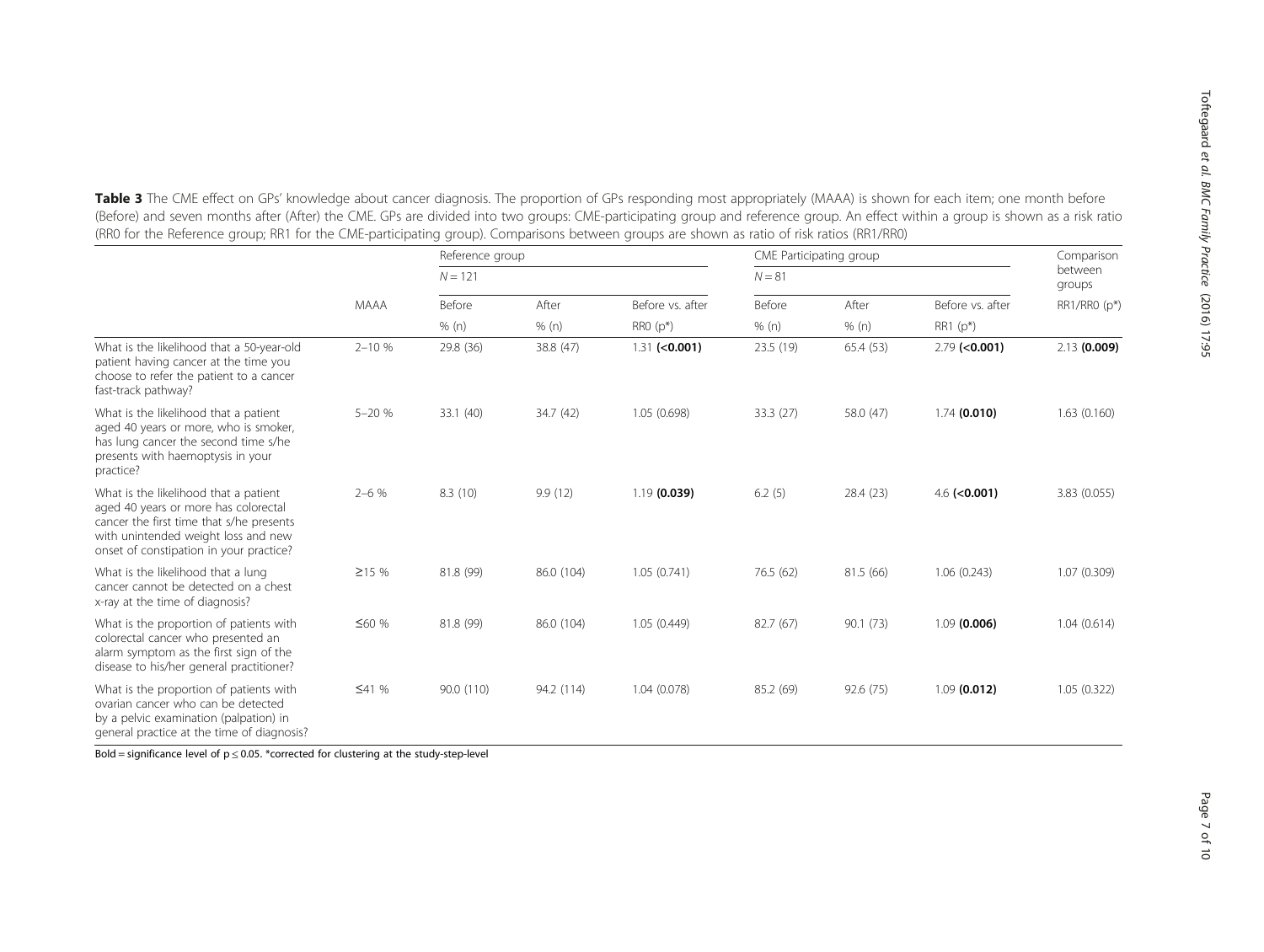**Table 3** The CME effect on GPs' knowledge about cancer diagnosis. The proportion of GPs responding most appropriately (MAAA) is shown for each item; one month before (Before) and seven months after (After) the CME. GPs are divided into two groups: CME-participating group and reference group. An effect within a group is shown as a risk ratio (RR0 for the Reference group; RR1 for the CME-participating group). Comparisons between groups are shown as ratio of risk ratios (RR1/RR0)

| | | Reference group | | | CME Participating group | | | Comparison between groups |
|---|---|---|---|---|---|---|---|---|
| | | $N = 121$ | | | $N = 81$ | | | |
| | MAAA | Before | After | Before vs. after | Before | After | Before vs. after | RR1/RR0 (p*) |
| | | % (n) | % (n) | RR0 (p*) | % (n) | % (n) | RR1 (p*) | |
| What is the likelihood that a 50-year-old patient having cancer at the time you choose to refer the patient to a cancer fast-track pathway? | 2–10 % | 29.8 (36) | 38.8 (47) | 1.31 **(<0.001)** | 23.5 (19) | 65.4 (53) | 2.79 **(<0.001)** | 2.13 **(0.009)** |
| What is the likelihood that a patient aged 40 years or more, who is smoker, has lung cancer the second time s/he presents with haemoptysis in your practice? | 5–20 % | 33.1 (40) | 34.7 (42) | 1.05 (0.698) | 33.3 (27) | 58.0 (47) | 1.74 **(0.010)** | 1.63 (0.160) |
| What is the likelihood that a patient aged 40 years or more has colorectal cancer the first time that s/he presents with unintended weight loss and new onset of constipation in your practice? | 2–6 % | 8.3 (10) | 9.9 (12) | 1.19 **(0.039)** | 6.2 (5) | 28.4 (23) | 4.6 **(<0.001)** | 3.83 (0.055) |
| What is the likelihood that a lung cancer cannot be detected on a chest x-ray at the time of diagnosis? | ≥15 % | 81.8 (99) | 86.0 (104) | 1.05 (0.741) | 76.5 (62) | 81.5 (66) | 1.06 (0.243) | 1.07 (0.309) |
| What is the proportion of patients with colorectal cancer who presented an alarm symptom as the first sign of the disease to his/her general practitioner? | ≤60 % | 81.8 (99) | 86.0 (104) | 1.05 (0.449) | 82.7 (67) | 90.1 (73) | 1.09 **(0.006)** | 1.04 (0.614) |
| What is the proportion of patients with ovarian cancer who can be detected by a pelvic examination (palpation) in general practice at the time of diagnosis? | ≤41 % | 90.0 (110) | 94.2 (114) | 1.04 (0.078) | 85.2 (69) | 92.6 (75) | 1.09 **(0.012)** | 1.05 (0.322) |

Bold = significance level of $p \leq 0.05$. *corrected for clustering at the study-step-level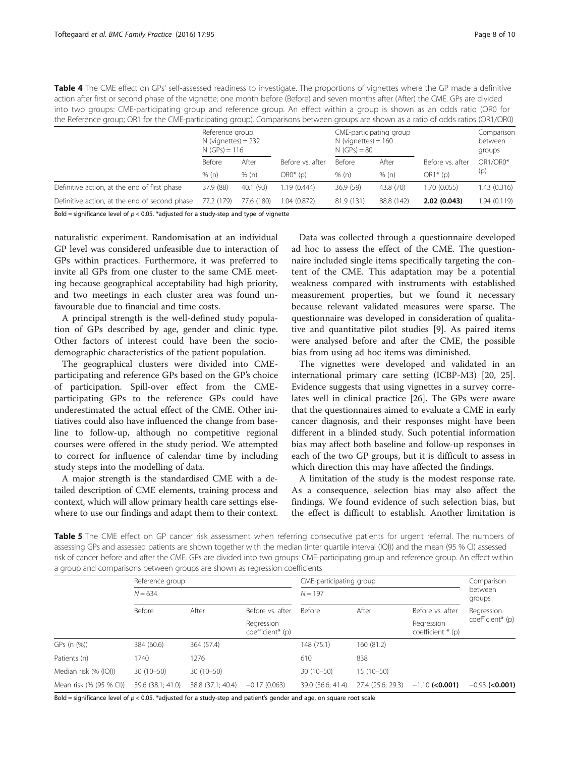**Table 4** The CME effect on GPs' self-assessed readiness to investigate. The proportions of vignettes where the GP made a definitive action after first or second phase of the vignette; one month before (Before) and seven months after (After) the CME. GPs are divided into two groups: CME-participating group and reference group. An effect within a group is shown as an odds ratio (OR0 for the Reference group; OR1 for the CME-participating group). Comparisons between groups are shown as a ratio of odds ratios (OR1/OR0)

| | Reference group N (vignettes) = 232 N (GPs) = 116 | | | CME-participating group N (vignettes) = 160 N (GPs) = 80 | | | Comparison between groups |
|---|---|---|---|---|---|---|---|
| | Before | After | Before vs. after | Before | After | Before vs. after | OR1/OR0* (p) |
| | % (n) | % (n) | OR0* (p) | % (n) | % (n) | OR1* (p) | |
| Definitive action, at the end of first phase | 37.9 (88) | 40.1 (93) | 1.19 (0.444) | 36.9 (59) | 43.8 (70) | 1.70 (0.055) | 1.43 (0.316) |
| Definitive action, at the end of second phase | 77.2 (179) | 77.6 (180) | 1.04 (0.872) | 81.9 (131) | 88.8 (142) | **2.02 (0.043)** | 1.94 (0.119) |

Bold = significance level of $p < 0.05$. *adjusted for a study-step and type of vignette

naturalistic experiment. Randomisation at an individual GP level was considered unfeasible due to interaction of GPs within practices. Furthermore, it was preferred to invite all GPs from one cluster to the same CME meeting because geographical acceptability had high priority, and two meetings in each cluster area was found unfavourable due to financial and time costs.

A principal strength is the well-defined study population of GPs described by age, gender and clinic type. Other factors of interest could have been the sociodemographic characteristics of the patient population.

The geographical clusters were divided into CME-participating and reference GPs based on the GP's choice of participation. Spill-over effect from the CME-participating GPs to the reference GPs could have underestimated the actual effect of the CME. Other initiatives could also have influenced the change from baseline to follow-up, although no competitive regional courses were offered in the study period. We attempted to correct for influence of calendar time by including study steps into the modelling of data.

A major strength is the standardised CME with a detailed description of CME elements, training process and context, which will allow primary health care settings elsewhere to use our findings and adapt them to their context.

Data was collected through a questionnaire developed ad hoc to assess the effect of the CME. The questionnaire included single items specifically targeting the content of the CME. This adaptation may be a potential weakness compared with instruments with established measurement properties, but we found it necessary because relevant validated measures were sparse. The questionnaire was developed in consideration of qualitative and quantitative pilot studies [9]. As paired items were analysed before and after the CME, the possible bias from using ad hoc items was diminished.

The vignettes were developed and validated in an international primary care setting (ICBP-M3) [20, 25]. Evidence suggests that using vignettes in a survey correlates well in clinical practice [26]. The GPs were aware that the questionnaires aimed to evaluate a CME in early cancer diagnosis, and their responses might have been different in a blinded study. Such potential information bias may affect both baseline and follow-up responses in each of the two GP groups, but it is difficult to assess in which direction this may have affected the findings.

A limitation of the study is the modest response rate. As a consequence, selection bias may also affect the findings. We found evidence of such selection bias, but the effect is difficult to establish. Another limitation is

**Table 5** The CME effect on GP cancer risk assessment when referring consecutive patients for urgent referral. The numbers of assessing GPs and assessed patients are shown together with the median (inter quartile interval (IQI)) and the mean (95 % CI) assessed risk of cancer before and after the CME. GPs are divided into two groups: CME-participating group and reference group. An effect within a group and comparisons between groups are shown as regression coefficients

| | Reference group $N = 634$ | | | CME-participating group $N = 197$ | | | Comparison between groups |
|---|---|---|---|---|---|---|---|
| | Before | After | Before vs. after Regression coefficient* (p) | Before | After | Before vs. after Regression coefficient * (p) | Regression coefficient* (p) |
| GPs (n (%)) | 384 (60.6) | 364 (57.4) | | 148 (75.1) | 160 (81.2) | | |
| Patients (n) | 1740 | 1276 | | 610 | 838 | | |
| Median risk (% (IQI)) | 30 (10–50) | 30 (10–50) | | 30 (10–50) | 15 (10–50) | | |
| Mean risk (% (95 % CI)) | 39.6 (38.1; 41.0) | 38.8 (37.1; 40.4) | −0.17 (0.063) | 39.0 (36.6; 41.4) | 27.4 (25.6; 29.3) | −1.10 **(<0.001)** | −0.93 **(<0.001)** |

Bold = significance level of $p < 0.05$. *adjusted for a study-step and patient's gender and age, on square root scale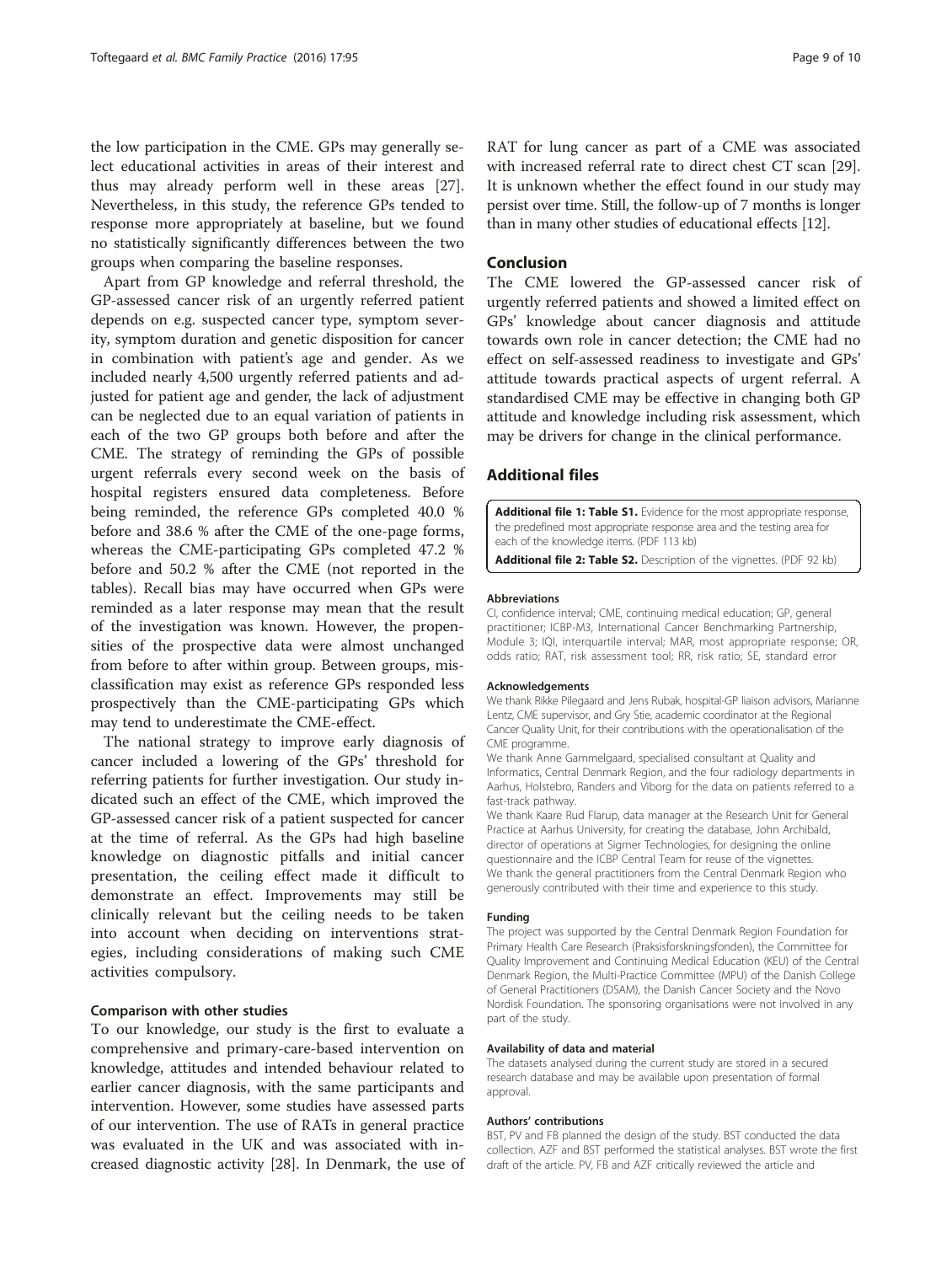the low participation in the CME. GPs may generally select educational activities in areas of their interest and thus may already perform well in these areas [27]. Nevertheless, in this study, the reference GPs tended to response more appropriately at baseline, but we found no statistically significantly differences between the two groups when comparing the baseline responses.

Apart from GP knowledge and referral threshold, the GP-assessed cancer risk of an urgently referred patient depends on e.g. suspected cancer type, symptom severity, symptom duration and genetic disposition for cancer in combination with patient's age and gender. As we included nearly 4,500 urgently referred patients and adjusted for patient age and gender, the lack of adjustment can be neglected due to an equal variation of patients in each of the two GP groups both before and after the CME. The strategy of reminding the GPs of possible urgent referrals every second week on the basis of hospital registers ensured data completeness. Before being reminded, the reference GPs completed 40.0 % before and 38.6 % after the CME of the one-page forms, whereas the CME-participating GPs completed 47.2 % before and 50.2 % after the CME (not reported in the tables). Recall bias may have occurred when GPs were reminded as a later response may mean that the result of the investigation was known. However, the propensities of the prospective data were almost unchanged from before to after within group. Between groups, misclassification may exist as reference GPs responded less prospectively than the CME-participating GPs which may tend to underestimate the CME-effect.

The national strategy to improve early diagnosis of cancer included a lowering of the GPs' threshold for referring patients for further investigation. Our study indicated such an effect of the CME, which improved the GP-assessed cancer risk of a patient suspected for cancer at the time of referral. As the GPs had high baseline knowledge on diagnostic pitfalls and initial cancer presentation, the ceiling effect made it difficult to demonstrate an effect. Improvements may still be clinically relevant but the ceiling needs to be taken into account when deciding on interventions strategies, including considerations of making such CME activities compulsory.

### Comparison with other studies

To our knowledge, our study is the first to evaluate a comprehensive and primary-care-based intervention on knowledge, attitudes and intended behaviour related to earlier cancer diagnosis, with the same participants and intervention. However, some studies have assessed parts of our intervention. The use of RATs in general practice was evaluated in the UK and was associated with increased diagnostic activity [28]. In Denmark, the use of RAT for lung cancer as part of a CME was associated with increased referral rate to direct chest CT scan [29]. It is unknown whether the effect found in our study may persist over time. Still, the follow-up of 7 months is longer than in many other studies of educational effects [12].

## Conclusion

The CME lowered the GP-assessed cancer risk of urgently referred patients and showed a limited effect on GPs' knowledge about cancer diagnosis and attitude towards own role in cancer detection; the CME had no effect on self-assessed readiness to investigate and GPs' attitude towards practical aspects of urgent referral. A standardised CME may be effective in changing both GP attitude and knowledge including risk assessment, which may be drivers for change in the clinical performance.

## Additional files

**Additional file 1: Table S1.** Evidence for the most appropriate response, the predefined most appropriate response area and the testing area for each of the knowledge items. (PDF 113 kb)

**Additional file 2: Table S2.** Description of the vignettes. (PDF 92 kb)

#### Abbreviations

CI, confidence interval; CME, continuing medical education; GP, general practitioner; ICBP-M3, International Cancer Benchmarking Partnership, Module 3; IQI, interquartile interval; MAR, most appropriate response; OR, odds ratio; RAT, risk assessment tool; RR, risk ratio; SE, standard error

#### Acknowledgements

We thank Rikke Pilegaard and Jens Rubak, hospital-GP liaison advisors, Marianne Lentz, CME supervisor, and Gry Stie, academic coordinator at the Regional Cancer Quality Unit, for their contributions with the operationalisation of the CME programme.

We thank Anne Gammelgaard, specialised consultant at Quality and Informatics, Central Denmark Region, and the four radiology departments in Aarhus, Holstebro, Randers and Viborg for the data on patients referred to a fast-track pathway.

We thank Kaare Rud Flarup, data manager at the Research Unit for General Practice at Aarhus University, for creating the database, John Archibald, director of operations at Sigmer Technologies, for designing the online questionnaire and the ICBP Central Team for reuse of the vignettes.

We thank the general practitioners from the Central Denmark Region who generously contributed with their time and experience to this study.

#### Funding

The project was supported by the Central Denmark Region Foundation for Primary Health Care Research (Praksisforskningsfonden), the Committee for Quality Improvement and Continuing Medical Education (KEU) of the Central Denmark Region, the Multi-Practice Committee (MPU) of the Danish College of General Practitioners (DSAM), the Danish Cancer Society and the Novo Nordisk Foundation. The sponsoring organisations were not involved in any part of the study.

#### Availability of data and material

The datasets analysed during the current study are stored in a secured research database and may be available upon presentation of formal approval.

#### Authors' contributions

BST, PV and FB planned the design of the study. BST conducted the data collection. AZF and BST performed the statistical analyses. BST wrote the first draft of the article. PV, FB and AZF critically reviewed the article and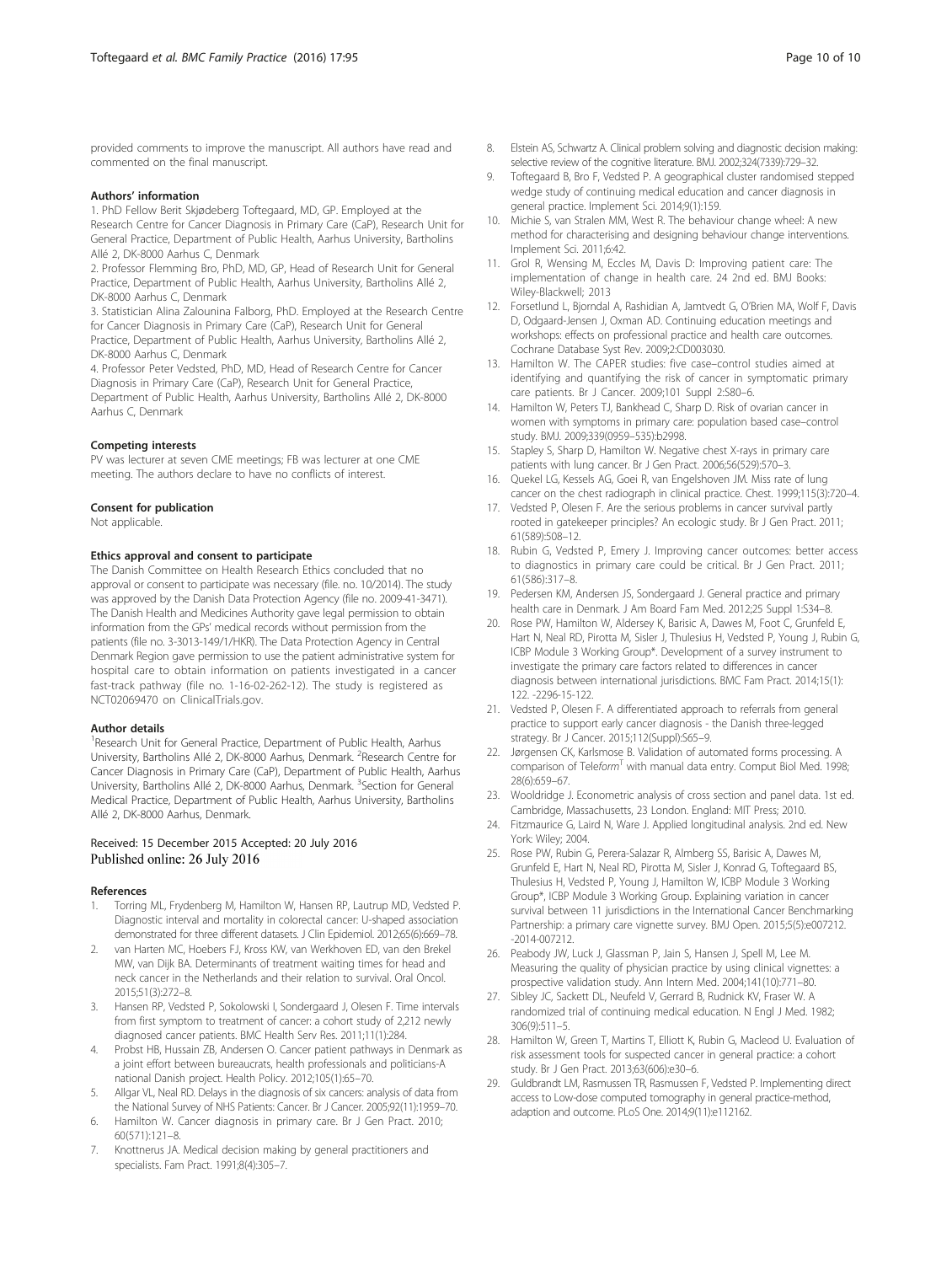provided comments to improve the manuscript. All authors have read and commented on the final manuscript.

#### Authors' information

1. PhD Fellow Berit Skjødeberg Toftegaard, MD, GP. Employed at the Research Centre for Cancer Diagnosis in Primary Care (CaP), Research Unit for General Practice, Department of Public Health, Aarhus University, Bartholins Allé 2, DK-8000 Aarhus C, Denmark
2. Professor Flemming Bro, PhD, MD, GP, Head of Research Unit for General Practice, Department of Public Health, Aarhus University, Bartholins Allé 2, DK-8000 Aarhus C, Denmark
3. Statistician Alina Zalounina Falborg, PhD. Employed at the Research Centre for Cancer Diagnosis in Primary Care (CaP), Research Unit for General Practice, Department of Public Health, Aarhus University, Bartholins Allé 2, DK-8000 Aarhus C, Denmark
4. Professor Peter Vedsted, PhD, MD, Head of Research Centre for Cancer Diagnosis in Primary Care (CaP), Research Unit for General Practice, Department of Public Health, Aarhus University, Bartholins Allé 2, DK-8000 Aarhus C, Denmark

#### Competing interests

PV was lecturer at seven CME meetings; FB was lecturer at one CME meeting. The authors declare to have no conflicts of interest.

#### Consent for publication

Not applicable.

#### Ethics approval and consent to participate

The Danish Committee on Health Research Ethics concluded that no approval or consent to participate was necessary (file. no. 10/2014). The study was approved by the Danish Data Protection Agency (file no. 2009-41-3471). The Danish Health and Medicines Authority gave legal permission to obtain information from the GPs' medical records without permission from the patients (file no. 3-3013-149/1/HKR). The Data Protection Agency in Central Denmark Region gave permission to use the patient administrative system for hospital care to obtain information on patients investigated in a cancer fast-track pathway (file no. 1-16-02-262-12). The study is registered as NCT02069470 on ClinicalTrials.gov.

#### Author details

[1]Research Unit for General Practice, Department of Public Health, Aarhus University, Bartholins Allé 2, DK-8000 Aarhus, Denmark. [2]Research Centre for Cancer Diagnosis in Primary Care (CaP), Department of Public Health, Aarhus University, Bartholins Allé 2, DK-8000 Aarhus, Denmark. [3]Section for General Medical Practice, Department of Public Health, Aarhus University, Bartholins Allé 2, DK-8000 Aarhus, Denmark.

Received: 15 December 2015 Accepted: 20 July 2016
Published online: 26 July 2016

#### References

1. Torring ML, Frydenberg M, Hamilton W, Hansen RP, Lautrup MD, Vedsted P. Diagnostic interval and mortality in colorectal cancer: U-shaped association demonstrated for three different datasets. J Clin Epidemiol. 2012;65(6):669–78.
2. van Harten MC, Hoebers FJ, Kross KW, van Werkhoven ED, van den Brekel MW, van Dijk BA. Determinants of treatment waiting times for head and neck cancer in the Netherlands and their relation to survival. Oral Oncol. 2015;51(3):272–8.
3. Hansen RP, Vedsted P, Sokolowski I, Sondergaard J, Olesen F. Time intervals from first symptom to treatment of cancer: a cohort study of 2,212 newly diagnosed cancer patients. BMC Health Serv Res. 2011;11(1):284.
4. Probst HB, Hussain ZB, Andersen O. Cancer patient pathways in Denmark as a joint effort between bureaucrats, health professionals and politicians-A national Danish project. Health Policy. 2012;105(1):65–70.
5. Allgar VL, Neal RD. Delays in the diagnosis of six cancers: analysis of data from the National Survey of NHS Patients: Cancer. Br J Cancer. 2005;92(11):1959–70.
6. Hamilton W. Cancer diagnosis in primary care. Br J Gen Pract. 2010; 60(571):121–8.
7. Knottnerus JA. Medical decision making by general practitioners and specialists. Fam Pract. 1991;8(4):305–7.
8. Elstein AS, Schwartz A. Clinical problem solving and diagnostic decision making: selective review of the cognitive literature. BMJ. 2002;324(7339):729–32.
9. Toftegaard B, Bro F, Vedsted P. A geographical cluster randomised stepped wedge study of continuing medical education and cancer diagnosis in general practice. Implement Sci. 2014;9(1):159.
10. Michie S, van Stralen MM, West R. The behaviour change wheel: A new method for characterising and designing behaviour change interventions. Implement Sci. 2011;6:42.
11. Grol R, Wensing M, Eccles M, Davis D: Improving patient care: The implementation of change in health care. 24 2nd ed. BMJ Books: Wiley-Blackwell; 2013
12. Forsetlund L, Bjorndal A, Rashidian A, Jamtvedt G, O'Brien MA, Wolf F, Davis D, Odgaard-Jensen J, Oxman AD. Continuing education meetings and workshops: effects on professional practice and health care outcomes. Cochrane Database Syst Rev. 2009;2:CD003030.
13. Hamilton W. The CAPER studies: five case–control studies aimed at identifying and quantifying the risk of cancer in symptomatic primary care patients. Br J Cancer. 2009;101 Suppl 2:S80–6.
14. Hamilton W, Peters TJ, Bankhead C, Sharp D. Risk of ovarian cancer in women with symptoms in primary care: population based case–control study. BMJ. 2009;339(0959–535):b2998.
15. Stapley S, Sharp D, Hamilton W. Negative chest X-rays in primary care patients with lung cancer. Br J Gen Pract. 2006;56(529):570–3.
16. Quekel LG, Kessels AG, Goei R, van Engelshoven JM. Miss rate of lung cancer on the chest radiograph in clinical practice. Chest. 1999;115(3):720–4.
17. Vedsted P, Olesen F. Are the serious problems in cancer survival partly rooted in gatekeeper principles? An ecologic study. Br J Gen Pract. 2011; 61(589):508–12.
18. Rubin G, Vedsted P, Emery J. Improving cancer outcomes: better access to diagnostics in primary care could be critical. Br J Gen Pract. 2011; 61(586):317–8.
19. Pedersen KM, Andersen JS, Sondergaard J. General practice and primary health care in Denmark. J Am Board Fam Med. 2012;25 Suppl 1:S34–8.
20. Rose PW, Hamilton W, Aldersey K, Barisic A, Dawes M, Foot C, Grunfeld E, Hart N, Neal RD, Pirotta M, Sisler J, Thulesius H, Vedsted P, Young J, Rubin G, ICBP Module 3 Working Group*. Development of a survey instrument to investigate the primary care factors related to differences in cancer diagnosis between international jurisdictions. BMC Fam Pract. 2014;15(1): 122. -2296-15-122.
21. Vedsted P, Olesen F. A differentiated approach to referrals from general practice to support early cancer diagnosis - the Danish three-legged strategy. Br J Cancer. 2015;112(Suppl):S65–9.
22. Jørgensen CK, Karlsmose B. Validation of automated forms processing. A comparison of Teleform[T] with manual data entry. Comput Biol Med. 1998; 28(6):659–67.
23. Wooldridge J. Econometric analysis of cross section and panel data. 1st ed. Cambridge, Massachusetts, 23 London. England: MIT Press; 2010.
24. Fitzmaurice G, Laird N, Ware J. Applied longitudinal analysis. 2nd ed. New York: Wiley; 2004.
25. Rose PW, Rubin G, Perera-Salazar R, Almberg SS, Barisic A, Dawes M, Grunfeld E, Hart N, Neal RD, Pirotta M, Sisler J, Konrad G, Toftegaard BS, Thulesius H, Vedsted P, Young J, Hamilton W, ICBP Module 3 Working Group*, ICBP Module 3 Working Group. Explaining variation in cancer survival between 11 jurisdictions in the International Cancer Benchmarking Partnership: a primary care vignette survey. BMJ Open. 2015;5(5):e007212. -2014-007212.
26. Peabody JW, Luck J, Glassman P, Jain S, Hansen J, Spell M, Lee M. Measuring the quality of physician practice by using clinical vignettes: a prospective validation study. Ann Intern Med. 2004;141(10):771–80.
27. Sibley JC, Sackett DL, Neufeld V, Gerrard B, Rudnick KV, Fraser W. A randomized trial of continuing medical education. N Engl J Med. 1982; 306(9):511–5.
28. Hamilton W, Green T, Martins T, Elliott K, Rubin G, Macleod U. Evaluation of risk assessment tools for suspected cancer in general practice: a cohort study. Br J Gen Pract. 2013;63(606):e30–6.
29. Guldbrandt LM, Rasmussen TR, Rasmussen F, Vedsted P. Implementing direct access to Low-dose computed tomography in general practice-method, adaption and outcome. PLoS One. 2014;9(11):e112162.